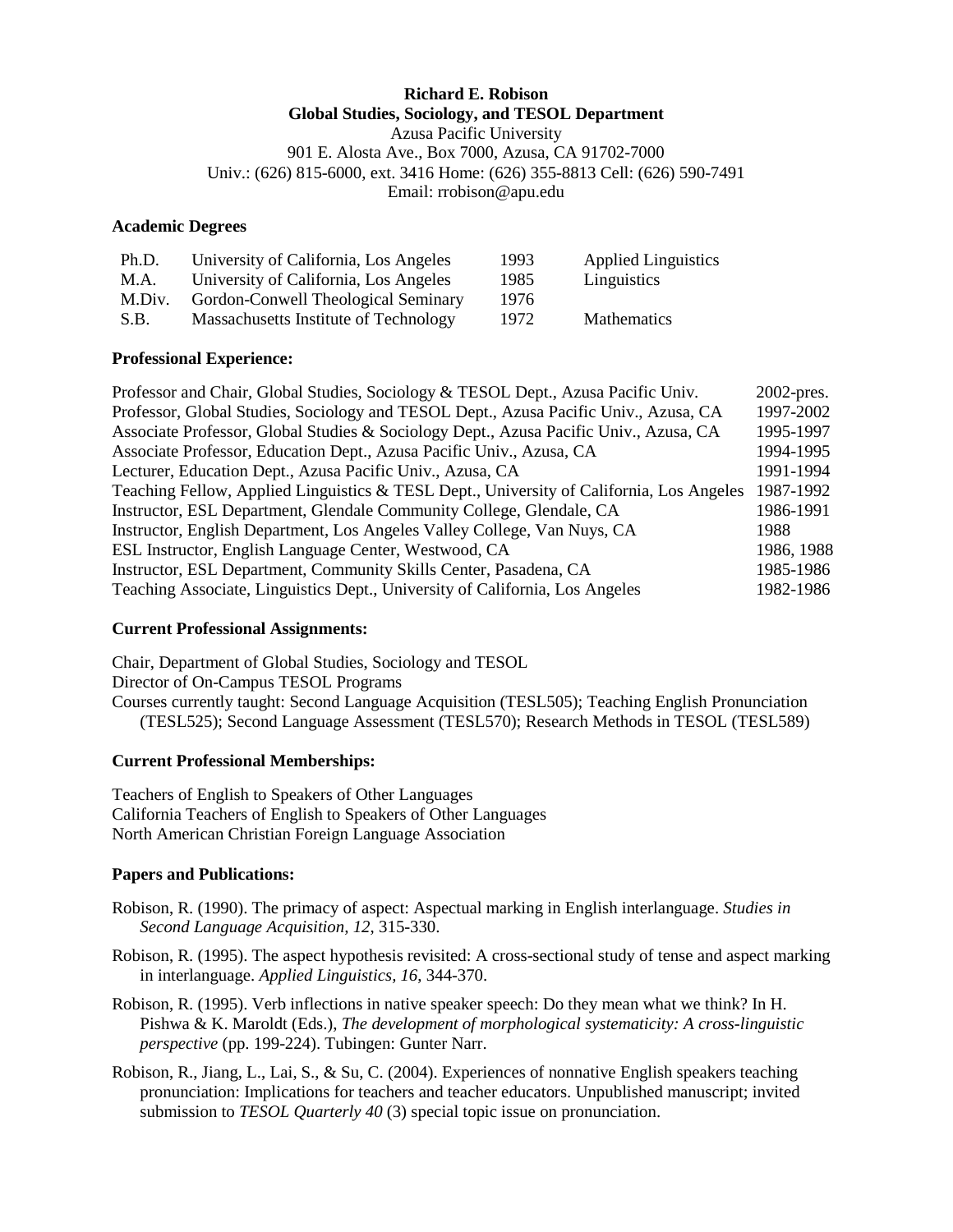**Richard E. Robison**
**Global Studies, Sociology, and TESOL Department**
Azusa Pacific University
901 E. Alosta Ave., Box 7000, Azusa, CA 91702-7000
Univ.: (626) 815-6000, ext. 3416 Home: (626) 355-8813 Cell: (626) 590-7491
Email: rrobison@apu.edu

### Academic Degrees

| | | | |
|---|---|---|---|
| Ph.D. | University of California, Los Angeles | 1993 | Applied Linguistics |
| M.A. | University of California, Los Angeles | 1985 | Linguistics |
| M.Div. | Gordon-Conwell Theological Seminary | 1976 | |
| S.B. | Massachusetts Institute of Technology | 1972 | Mathematics |

### Professional Experience:

| | |
|---|---|
| Professor and Chair, Global Studies, Sociology & TESOL Dept., Azusa Pacific Univ. | 2002-pres. |
| Professor, Global Studies, Sociology and TESOL Dept., Azusa Pacific Univ., Azusa, CA | 1997-2002 |
| Associate Professor, Global Studies & Sociology Dept., Azusa Pacific Univ., Azusa, CA | 1995-1997 |
| Associate Professor, Education Dept., Azusa Pacific Univ., Azusa, CA | 1994-1995 |
| Lecturer, Education Dept., Azusa Pacific Univ., Azusa, CA | 1991-1994 |
| Teaching Fellow, Applied Linguistics & TESL Dept., University of California, Los Angeles | 1987-1992 |
| Instructor, ESL Department, Glendale Community College, Glendale, CA | 1986-1991 |
| Instructor, English Department, Los Angeles Valley College, Van Nuys, CA | 1988 |
| ESL Instructor, English Language Center, Westwood, CA | 1986, 1988 |
| Instructor, ESL Department, Community Skills Center, Pasadena, CA | 1985-1986 |
| Teaching Associate, Linguistics Dept., University of California, Los Angeles | 1982-1986 |

### Current Professional Assignments:

Chair, Department of Global Studies, Sociology and TESOL
Director of On-Campus TESOL Programs
Courses currently taught: Second Language Acquisition (TESL505); Teaching English Pronunciation (TESL525); Second Language Assessment (TESL570); Research Methods in TESOL (TESL589)

### Current Professional Memberships:

Teachers of English to Speakers of Other Languages
California Teachers of English to Speakers of Other Languages
North American Christian Foreign Language Association

### Papers and Publications:

Robison, R. (1990). The primacy of aspect: Aspectual marking in English interlanguage. *Studies in Second Language Acquisition, 12*, 315-330.

Robison, R. (1995). The aspect hypothesis revisited: A cross-sectional study of tense and aspect marking in interlanguage. *Applied Linguistics, 16*, 344-370.

Robison, R. (1995). Verb inflections in native speaker speech: Do they mean what we think? In H. Pishwa & K. Maroldt (Eds.), *The development of morphological systematicity: A cross-linguistic perspective* (pp. 199-224). Tubingen: Gunter Narr.

Robison, R., Jiang, L., Lai, S., & Su, C. (2004). Experiences of nonnative English speakers teaching pronunciation: Implications for teachers and teacher educators. Unpublished manuscript; invited submission to *TESOL Quarterly 40* (3) special topic issue on pronunciation.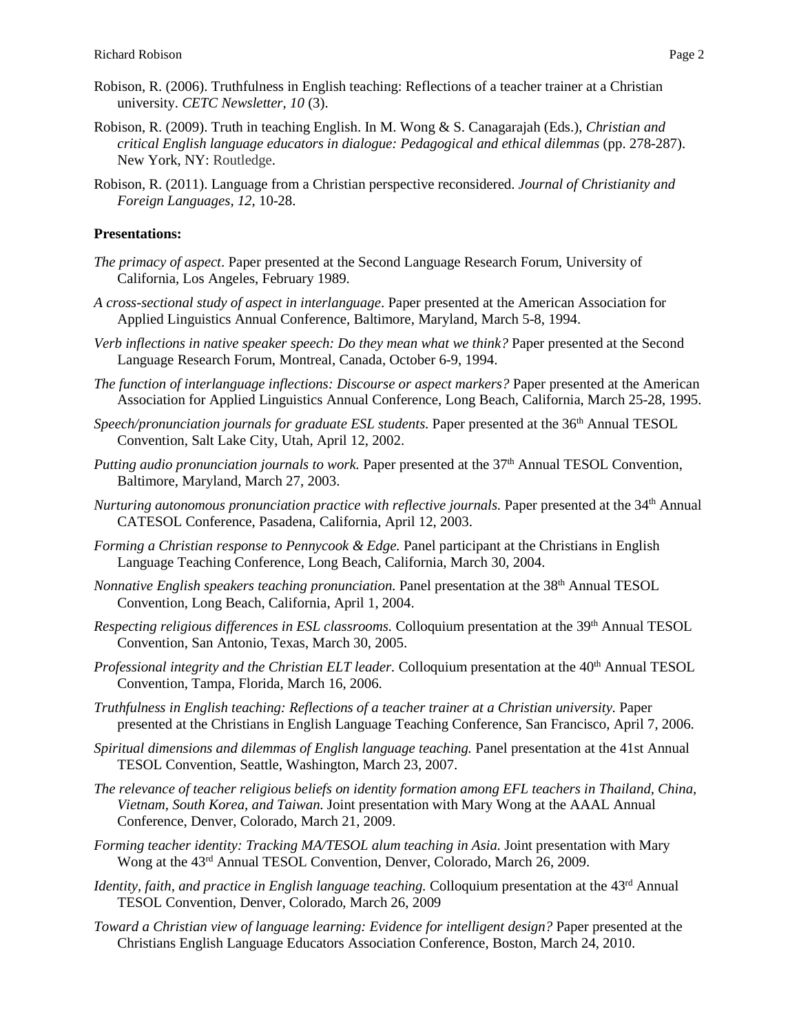Robison, R. (2006). Truthfulness in English teaching: Reflections of a teacher trainer at a Christian university. *CETC Newsletter, 10* (3).

Robison, R. (2009). Truth in teaching English. In M. Wong & S. Canagarajah (Eds.), *Christian and critical English language educators in dialogue: Pedagogical and ethical dilemmas* (pp. 278-287). New York, NY: Routledge.

Robison, R. (2011). Language from a Christian perspective reconsidered. *Journal of Christianity and Foreign Languages, 12,* 10-28.

**Presentations:**

*The primacy of aspect*. Paper presented at the Second Language Research Forum, University of California, Los Angeles, February 1989.

*A cross-sectional study of aspect in interlanguage*. Paper presented at the American Association for Applied Linguistics Annual Conference, Baltimore, Maryland, March 5-8, 1994.

*Verb inflections in native speaker speech: Do they mean what we think?* Paper presented at the Second Language Research Forum, Montreal, Canada, October 6-9, 1994.

*The function of interlanguage inflections: Discourse or aspect markers?* Paper presented at the American Association for Applied Linguistics Annual Conference, Long Beach, California, March 25-28, 1995.

*Speech/pronunciation journals for graduate ESL students.* Paper presented at the 36th Annual TESOL Convention, Salt Lake City, Utah, April 12, 2002.

*Putting audio pronunciation journals to work.* Paper presented at the 37th Annual TESOL Convention, Baltimore, Maryland, March 27, 2003.

*Nurturing autonomous pronunciation practice with reflective journals.* Paper presented at the 34th Annual CATESOL Conference, Pasadena, California, April 12, 2003.

*Forming a Christian response to Pennycook & Edge.* Panel participant at the Christians in English Language Teaching Conference, Long Beach, California, March 30, 2004.

*Nonnative English speakers teaching pronunciation.* Panel presentation at the 38th Annual TESOL Convention, Long Beach, California, April 1, 2004.

*Respecting religious differences in ESL classrooms.* Colloquium presentation at the 39th Annual TESOL Convention, San Antonio, Texas, March 30, 2005.

*Professional integrity and the Christian ELT leader.* Colloquium presentation at the 40th Annual TESOL Convention, Tampa, Florida, March 16, 2006.

*Truthfulness in English teaching: Reflections of a teacher trainer at a Christian university.* Paper presented at the Christians in English Language Teaching Conference, San Francisco, April 7, 2006.

*Spiritual dimensions and dilemmas of English language teaching.* Panel presentation at the 41st Annual TESOL Convention, Seattle, Washington, March 23, 2007.

*The relevance of teacher religious beliefs on identity formation among EFL teachers in Thailand, China, Vietnam, South Korea, and Taiwan.* Joint presentation with Mary Wong at the AAAL Annual Conference, Denver, Colorado, March 21, 2009.

*Forming teacher identity: Tracking MA/TESOL alum teaching in Asia.* Joint presentation with Mary Wong at the 43rd Annual TESOL Convention, Denver, Colorado, March 26, 2009.

*Identity, faith, and practice in English language teaching.* Colloquium presentation at the 43rd Annual TESOL Convention, Denver, Colorado, March 26, 2009

*Toward a Christian view of language learning: Evidence for intelligent design?* Paper presented at the Christians English Language Educators Association Conference, Boston, March 24, 2010.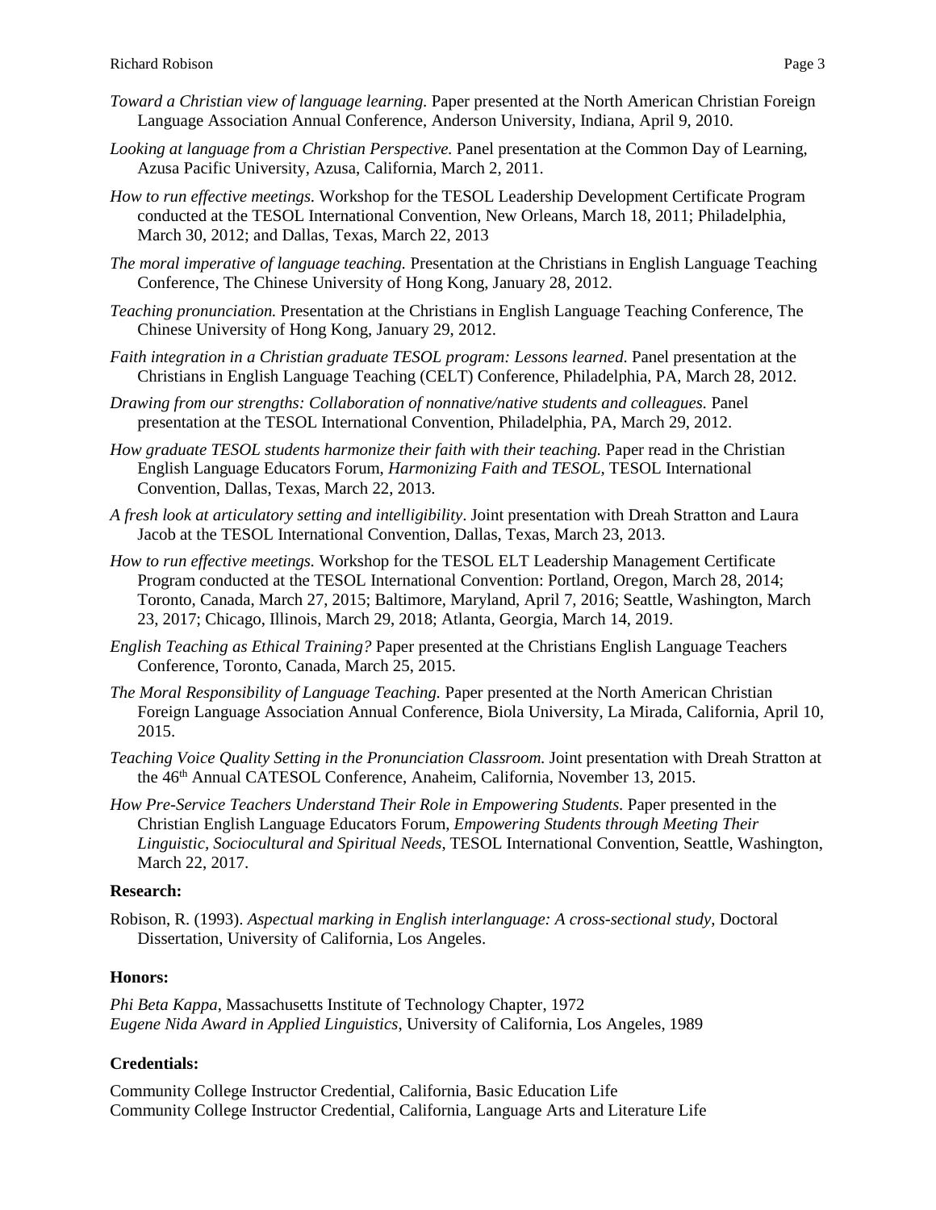*Toward a Christian view of language learning.* Paper presented at the North American Christian Foreign Language Association Annual Conference, Anderson University, Indiana, April 9, 2010.

*Looking at language from a Christian Perspective.* Panel presentation at the Common Day of Learning, Azusa Pacific University, Azusa, California, March 2, 2011.

*How to run effective meetings.* Workshop for the TESOL Leadership Development Certificate Program conducted at the TESOL International Convention, New Orleans, March 18, 2011; Philadelphia, March 30, 2012; and Dallas, Texas, March 22, 2013

*The moral imperative of language teaching.* Presentation at the Christians in English Language Teaching Conference, The Chinese University of Hong Kong, January 28, 2012.

*Teaching pronunciation.* Presentation at the Christians in English Language Teaching Conference, The Chinese University of Hong Kong, January 29, 2012.

*Faith integration in a Christian graduate TESOL program: Lessons learned.* Panel presentation at the Christians in English Language Teaching (CELT) Conference, Philadelphia, PA, March 28, 2012.

*Drawing from our strengths: Collaboration of nonnative/native students and colleagues.* Panel presentation at the TESOL International Convention, Philadelphia, PA, March 29, 2012.

*How graduate TESOL students harmonize their faith with their teaching.* Paper read in the Christian English Language Educators Forum, *Harmonizing Faith and TESOL*, TESOL International Convention, Dallas, Texas, March 22, 2013.

*A fresh look at articulatory setting and intelligibility*. Joint presentation with Dreah Stratton and Laura Jacob at the TESOL International Convention, Dallas, Texas, March 23, 2013.

*How to run effective meetings.* Workshop for the TESOL ELT Leadership Management Certificate Program conducted at the TESOL International Convention: Portland, Oregon, March 28, 2014; Toronto, Canada, March 27, 2015; Baltimore, Maryland, April 7, 2016; Seattle, Washington, March 23, 2017; Chicago, Illinois, March 29, 2018; Atlanta, Georgia, March 14, 2019.

*English Teaching as Ethical Training?* Paper presented at the Christians English Language Teachers Conference, Toronto, Canada, March 25, 2015.

*The Moral Responsibility of Language Teaching.* Paper presented at the North American Christian Foreign Language Association Annual Conference, Biola University, La Mirada, California, April 10, 2015.

*Teaching Voice Quality Setting in the Pronunciation Classroom.* Joint presentation with Dreah Stratton at the 46th Annual CATESOL Conference, Anaheim, California, November 13, 2015.

*How Pre-Service Teachers Understand Their Role in Empowering Students.* Paper presented in the Christian English Language Educators Forum, *Empowering Students through Meeting Their Linguistic, Sociocultural and Spiritual Needs*, TESOL International Convention, Seattle, Washington, March 22, 2017.

**Research:**

Robison, R. (1993). *Aspectual marking in English interlanguage: A cross-sectional study*, Doctoral Dissertation, University of California, Los Angeles.

**Honors:**

*Phi Beta Kappa*, Massachusetts Institute of Technology Chapter, 1972
*Eugene Nida Award in Applied Linguistics*, University of California, Los Angeles, 1989

**Credentials:**

Community College Instructor Credential, California, Basic Education Life
Community College Instructor Credential, California, Language Arts and Literature Life